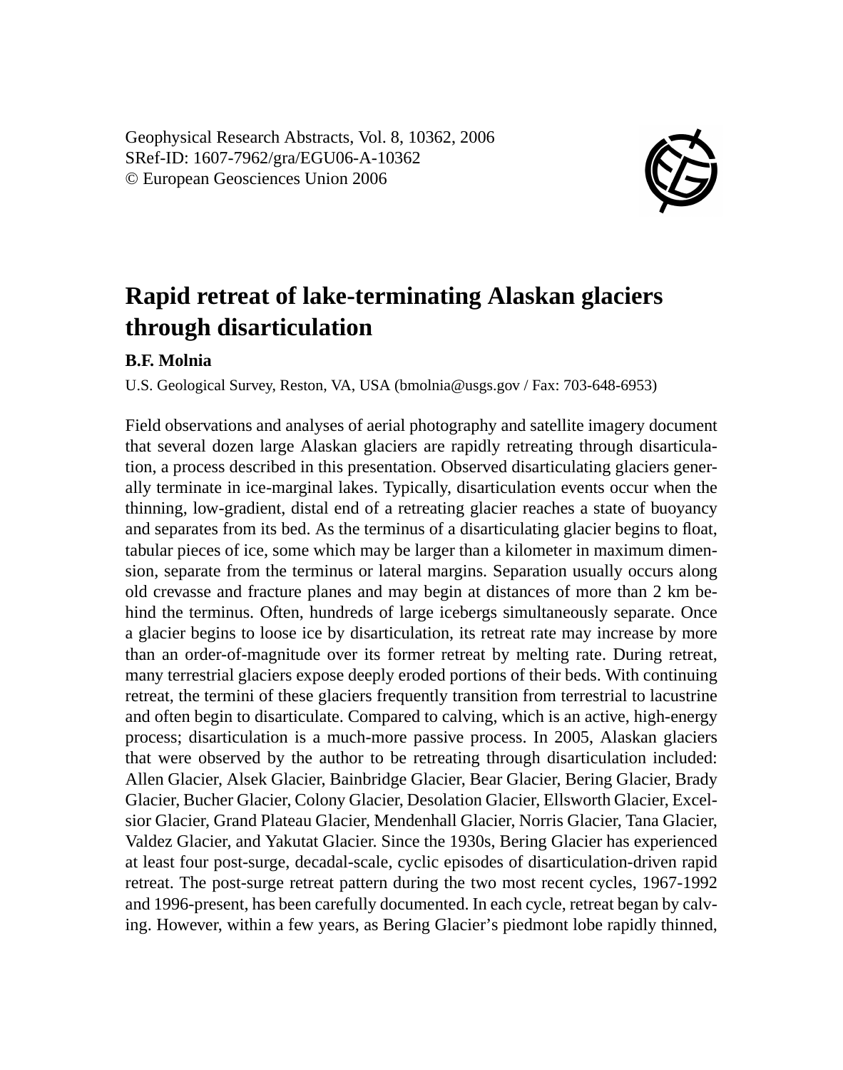Geophysical Research Abstracts, Vol. 8, 10362, 2006
SRef-ID: 1607-7962/gra/EGU06-A-10362
© European Geosciences Union 2006

# Rapid retreat of lake-terminating Alaskan glaciers through disarticulation

**B.F. Molnia**

U.S. Geological Survey, Reston, VA, USA (bmolnia@usgs.gov / Fax: 703-648-6953)

Field observations and analyses of aerial photography and satellite imagery document that several dozen large Alaskan glaciers are rapidly retreating through disarticulation, a process described in this presentation. Observed disarticulating glaciers generally terminate in ice-marginal lakes. Typically, disarticulation events occur when the thinning, low-gradient, distal end of a retreating glacier reaches a state of buoyancy and separates from its bed. As the terminus of a disarticulating glacier begins to float, tabular pieces of ice, some which may be larger than a kilometer in maximum dimension, separate from the terminus or lateral margins. Separation usually occurs along old crevasse and fracture planes and may begin at distances of more than 2 km behind the terminus. Often, hundreds of large icebergs simultaneously separate. Once a glacier begins to loose ice by disarticulation, its retreat rate may increase by more than an order-of-magnitude over its former retreat by melting rate. During retreat, many terrestrial glaciers expose deeply eroded portions of their beds. With continuing retreat, the termini of these glaciers frequently transition from terrestrial to lacustrine and often begin to disarticulate. Compared to calving, which is an active, high-energy process; disarticulation is a much-more passive process. In 2005, Alaskan glaciers that were observed by the author to be retreating through disarticulation included: Allen Glacier, Alsek Glacier, Bainbridge Glacier, Bear Glacier, Bering Glacier, Brady Glacier, Bucher Glacier, Colony Glacier, Desolation Glacier, Ellsworth Glacier, Excelsior Glacier, Grand Plateau Glacier, Mendenhall Glacier, Norris Glacier, Tana Glacier, Valdez Glacier, and Yakutat Glacier. Since the 1930s, Bering Glacier has experienced at least four post-surge, decadal-scale, cyclic episodes of disarticulation-driven rapid retreat. The post-surge retreat pattern during the two most recent cycles, 1967-1992 and 1996-present, has been carefully documented. In each cycle, retreat began by calving. However, within a few years, as Bering Glacier's piedmont lobe rapidly thinned,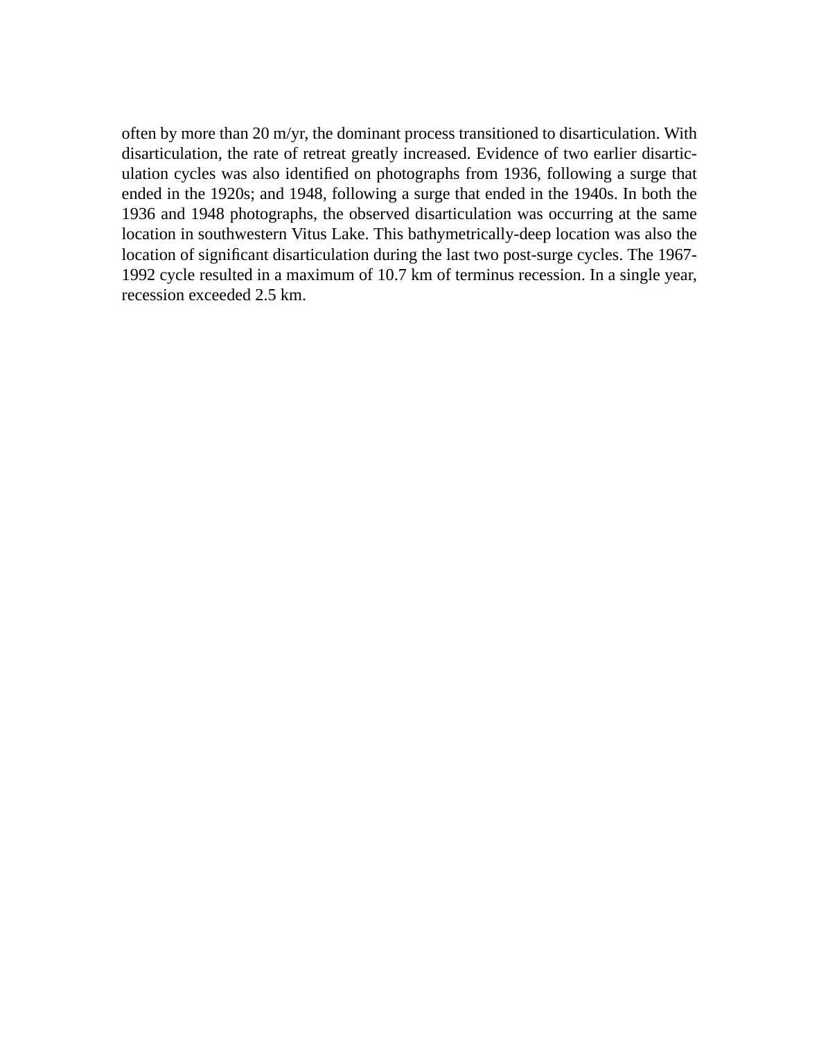often by more than 20 m/yr, the dominant process transitioned to disarticulation. With disarticulation, the rate of retreat greatly increased. Evidence of two earlier disarticulation cycles was also identified on photographs from 1936, following a surge that ended in the 1920s; and 1948, following a surge that ended in the 1940s. In both the 1936 and 1948 photographs, the observed disarticulation was occurring at the same location in southwestern Vitus Lake. This bathymetrically-deep location was also the location of significant disarticulation during the last two post-surge cycles. The 1967-1992 cycle resulted in a maximum of 10.7 km of terminus recession. In a single year, recession exceeded 2.5 km.